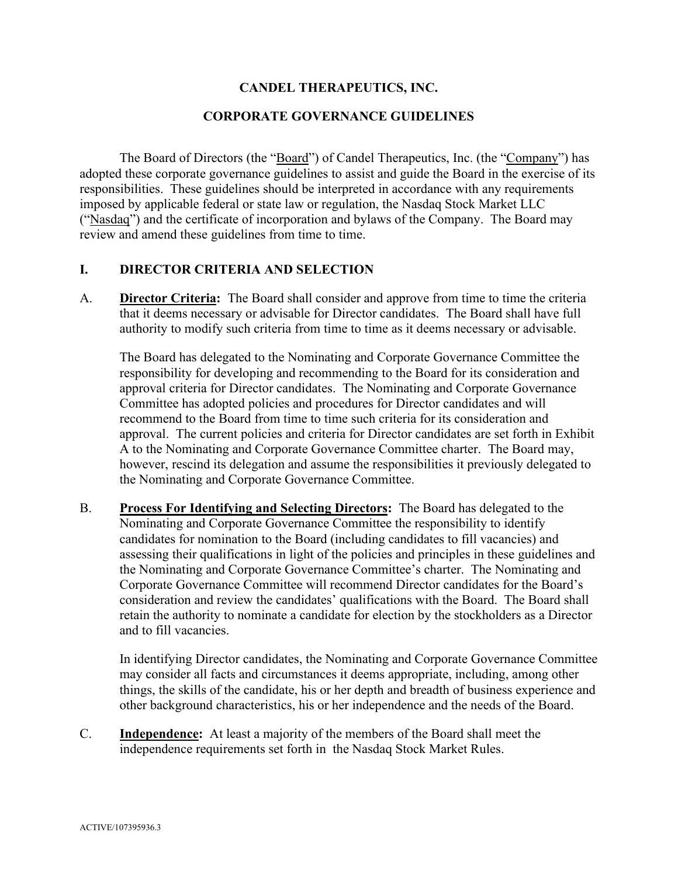# CANDEL THERAPEUTICS, INC.

## CORPORATE GOVERNANCE GUIDELINES

The Board of Directors (the "Board") of Candel Therapeutics, Inc. (the "Company") has adopted these corporate governance guidelines to assist and guide the Board in the exercise of its responsibilities. These guidelines should be interpreted in accordance with any requirements imposed by applicable federal or state law or regulation, the Nasdaq Stock Market LLC ("Nasdaq") and the certificate of incorporation and bylaws of the Company. The Board may review and amend these guidelines from time to time.

## I. DIRECTOR CRITERIA AND SELECTION

A. **Director Criteria:** The Board shall consider and approve from time to time the criteria that it deems necessary or advisable for Director candidates. The Board shall have full authority to modify such criteria from time to time as it deems necessary or advisable.

The Board has delegated to the Nominating and Corporate Governance Committee the responsibility for developing and recommending to the Board for its consideration and approval criteria for Director candidates. The Nominating and Corporate Governance Committee has adopted policies and procedures for Director candidates and will recommend to the Board from time to time such criteria for its consideration and approval. The current policies and criteria for Director candidates are set forth in Exhibit A to the Nominating and Corporate Governance Committee charter. The Board may, however, rescind its delegation and assume the responsibilities it previously delegated to the Nominating and Corporate Governance Committee.

B. **Process For Identifying and Selecting Directors:** The Board has delegated to the Nominating and Corporate Governance Committee the responsibility to identify candidates for nomination to the Board (including candidates to fill vacancies) and assessing their qualifications in light of the policies and principles in these guidelines and the Nominating and Corporate Governance Committee's charter. The Nominating and Corporate Governance Committee will recommend Director candidates for the Board's consideration and review the candidates' qualifications with the Board. The Board shall retain the authority to nominate a candidate for election by the stockholders as a Director and to fill vacancies.

In identifying Director candidates, the Nominating and Corporate Governance Committee may consider all facts and circumstances it deems appropriate, including, among other things, the skills of the candidate, his or her depth and breadth of business experience and other background characteristics, his or her independence and the needs of the Board.

C. **Independence:** At least a majority of the members of the Board shall meet the independence requirements set forth in the Nasdaq Stock Market Rules.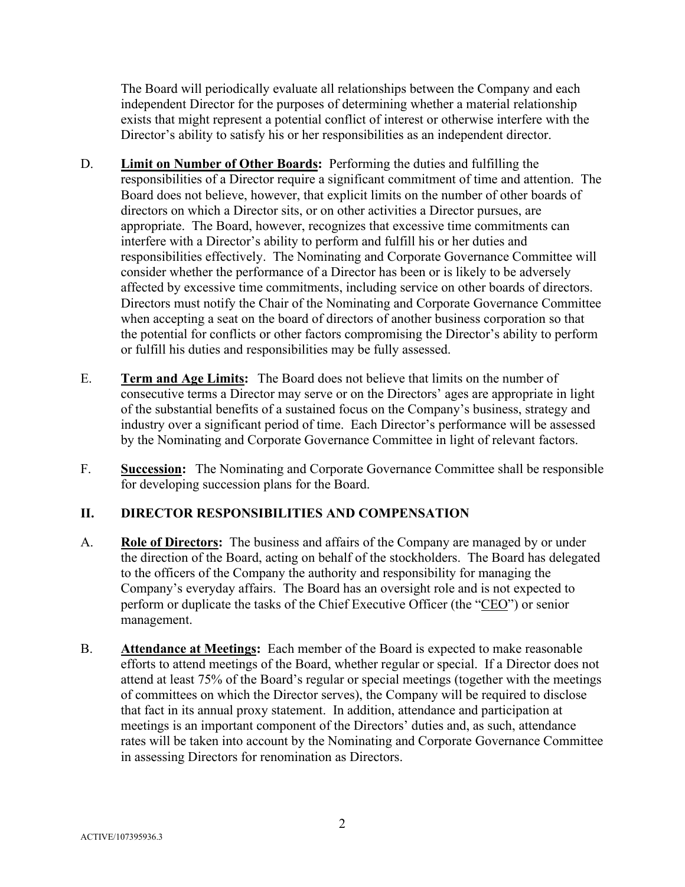The Board will periodically evaluate all relationships between the Company and each independent Director for the purposes of determining whether a material relationship exists that might represent a potential conflict of interest or otherwise interfere with the Director's ability to satisfy his or her responsibilities as an independent director.

D. **Limit on Number of Other Boards:** Performing the duties and fulfilling the responsibilities of a Director require a significant commitment of time and attention. The Board does not believe, however, that explicit limits on the number of other boards of directors on which a Director sits, or on other activities a Director pursues, are appropriate. The Board, however, recognizes that excessive time commitments can interfere with a Director's ability to perform and fulfill his or her duties and responsibilities effectively. The Nominating and Corporate Governance Committee will consider whether the performance of a Director has been or is likely to be adversely affected by excessive time commitments, including service on other boards of directors. Directors must notify the Chair of the Nominating and Corporate Governance Committee when accepting a seat on the board of directors of another business corporation so that the potential for conflicts or other factors compromising the Director's ability to perform or fulfill his duties and responsibilities may be fully assessed.

E. **Term and Age Limits:** The Board does not believe that limits on the number of consecutive terms a Director may serve or on the Directors' ages are appropriate in light of the substantial benefits of a sustained focus on the Company's business, strategy and industry over a significant period of time. Each Director's performance will be assessed by the Nominating and Corporate Governance Committee in light of relevant factors.

F. **Succession:** The Nominating and Corporate Governance Committee shall be responsible for developing succession plans for the Board.

## II. DIRECTOR RESPONSIBILITIES AND COMPENSATION

A. **Role of Directors:** The business and affairs of the Company are managed by or under the direction of the Board, acting on behalf of the stockholders. The Board has delegated to the officers of the Company the authority and responsibility for managing the Company's everyday affairs. The Board has an oversight role and is not expected to perform or duplicate the tasks of the Chief Executive Officer (the "CEO") or senior management.

B. **Attendance at Meetings:** Each member of the Board is expected to make reasonable efforts to attend meetings of the Board, whether regular or special. If a Director does not attend at least 75% of the Board's regular or special meetings (together with the meetings of committees on which the Director serves), the Company will be required to disclose that fact in its annual proxy statement. In addition, attendance and participation at meetings is an important component of the Directors' duties and, as such, attendance rates will be taken into account by the Nominating and Corporate Governance Committee in assessing Directors for renomination as Directors.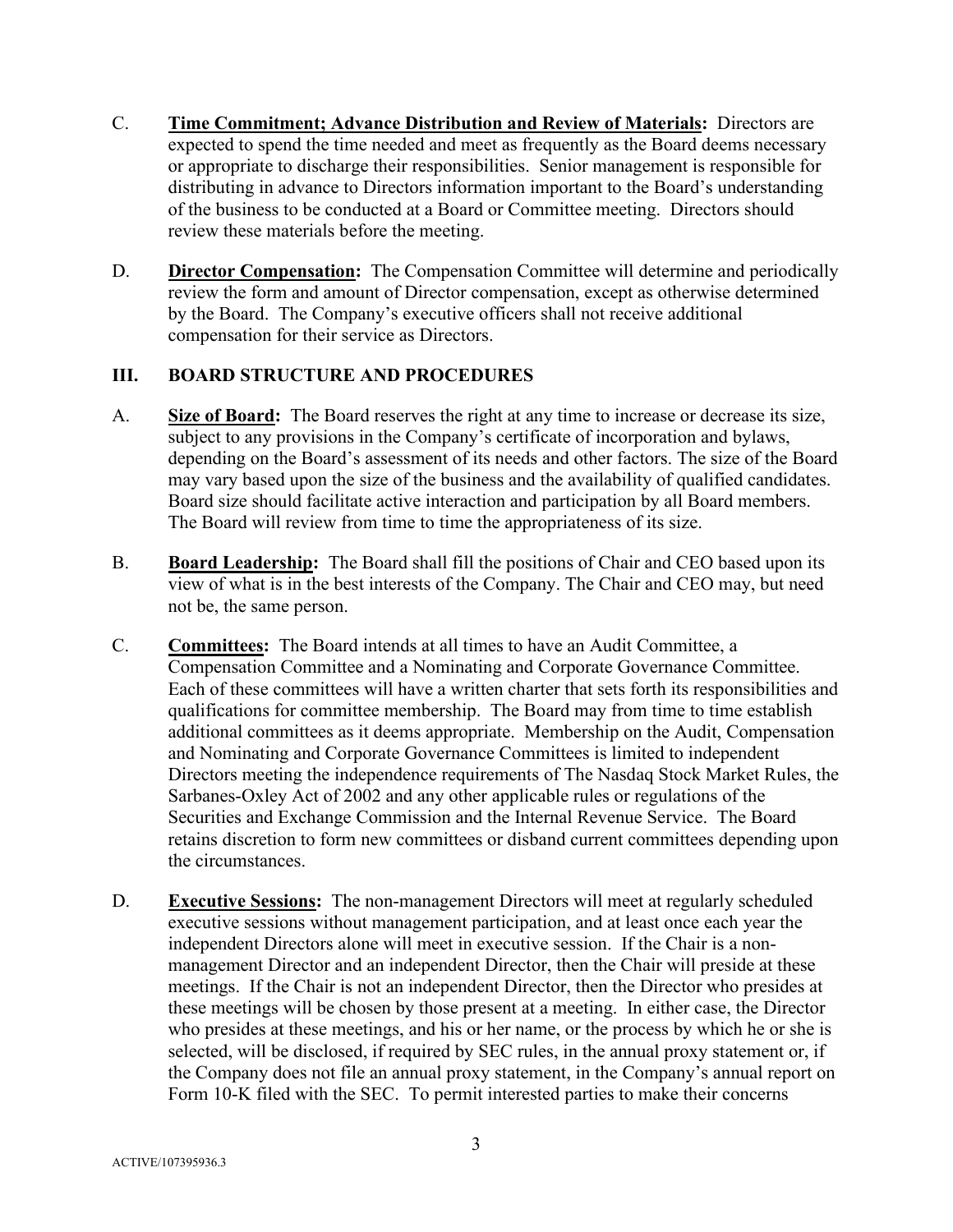C. **<u>Time Commitment; Advance Distribution and Review of Materials</u>:** Directors are expected to spend the time needed and meet as frequently as the Board deems necessary or appropriate to discharge their responsibilities. Senior management is responsible for distributing in advance to Directors information important to the Board's understanding of the business to be conducted at a Board or Committee meeting. Directors should review these materials before the meeting.

D. **<u>Director Compensation</u>:** The Compensation Committee will determine and periodically review the form and amount of Director compensation, except as otherwise determined by the Board. The Company's executive officers shall not receive additional compensation for their service as Directors.

## III. BOARD STRUCTURE AND PROCEDURES

A. **<u>Size of Board</u>:** The Board reserves the right at any time to increase or decrease its size, subject to any provisions in the Company's certificate of incorporation and bylaws, depending on the Board's assessment of its needs and other factors. The size of the Board may vary based upon the size of the business and the availability of qualified candidates. Board size should facilitate active interaction and participation by all Board members. The Board will review from time to time the appropriateness of its size.

B. **<u>Board Leadership</u>:** The Board shall fill the positions of Chair and CEO based upon its view of what is in the best interests of the Company. The Chair and CEO may, but need not be, the same person.

C. **<u>Committees</u>:** The Board intends at all times to have an Audit Committee, a Compensation Committee and a Nominating and Corporate Governance Committee. Each of these committees will have a written charter that sets forth its responsibilities and qualifications for committee membership. The Board may from time to time establish additional committees as it deems appropriate. Membership on the Audit, Compensation and Nominating and Corporate Governance Committees is limited to independent Directors meeting the independence requirements of The Nasdaq Stock Market Rules, the Sarbanes-Oxley Act of 2002 and any other applicable rules or regulations of the Securities and Exchange Commission and the Internal Revenue Service. The Board retains discretion to form new committees or disband current committees depending upon the circumstances.

D. **<u>Executive Sessions</u>:** The non-management Directors will meet at regularly scheduled executive sessions without management participation, and at least once each year the independent Directors alone will meet in executive session. If the Chair is a non-management Director and an independent Director, then the Chair will preside at these meetings. If the Chair is not an independent Director, then the Director who presides at these meetings will be chosen by those present at a meeting. In either case, the Director who presides at these meetings, and his or her name, or the process by which he or she is selected, will be disclosed, if required by SEC rules, in the annual proxy statement or, if the Company does not file an annual proxy statement, in the Company's annual report on Form 10-K filed with the SEC. To permit interested parties to make their concerns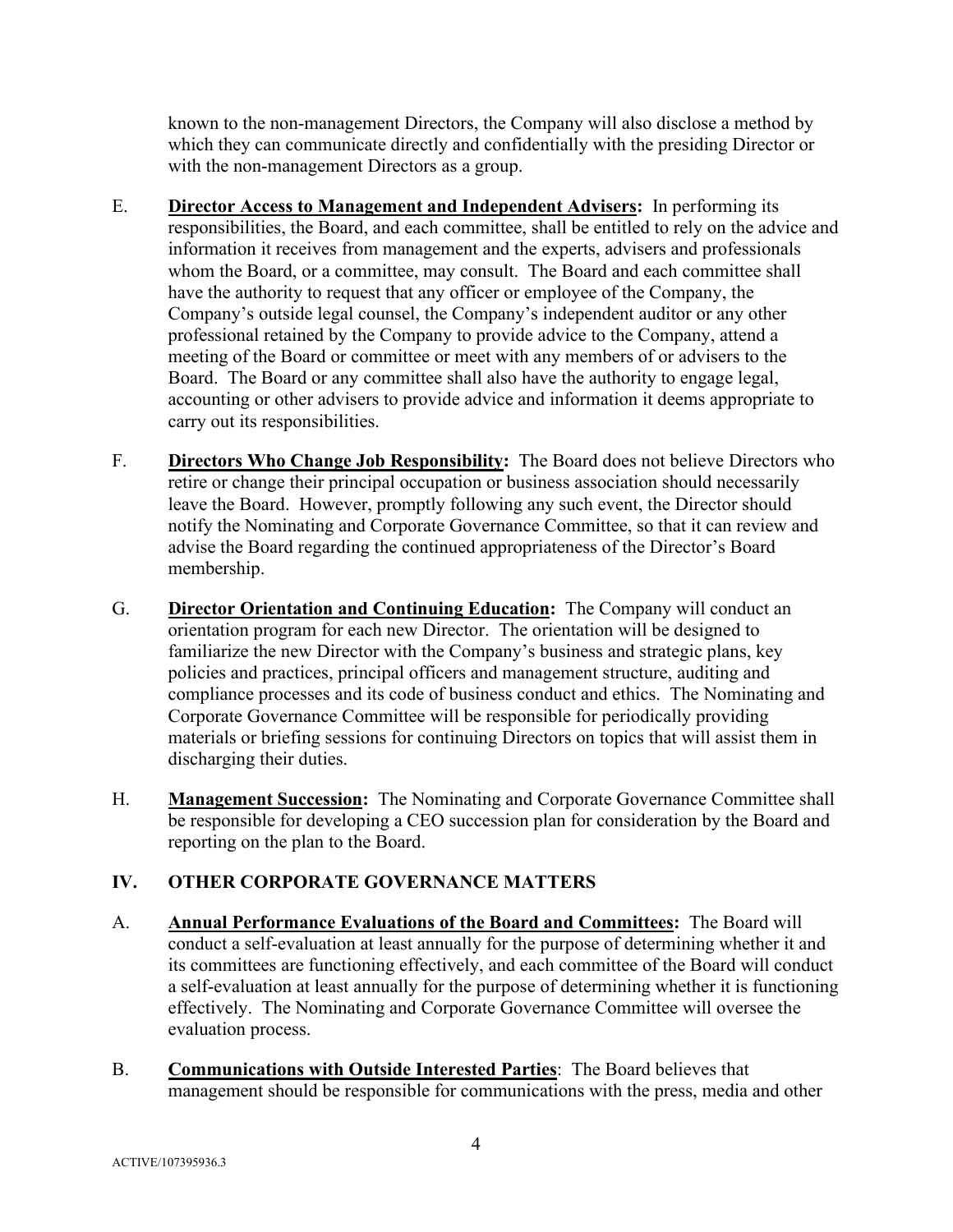known to the non-management Directors, the Company will also disclose a method by which they can communicate directly and confidentially with the presiding Director or with the non-management Directors as a group.

E. **Director Access to Management and Independent Advisers:** In performing its responsibilities, the Board, and each committee, shall be entitled to rely on the advice and information it receives from management and the experts, advisers and professionals whom the Board, or a committee, may consult. The Board and each committee shall have the authority to request that any officer or employee of the Company, the Company's outside legal counsel, the Company's independent auditor or any other professional retained by the Company to provide advice to the Company, attend a meeting of the Board or committee or meet with any members of or advisers to the Board. The Board or any committee shall also have the authority to engage legal, accounting or other advisers to provide advice and information it deems appropriate to carry out its responsibilities.

F. **Directors Who Change Job Responsibility:** The Board does not believe Directors who retire or change their principal occupation or business association should necessarily leave the Board. However, promptly following any such event, the Director should notify the Nominating and Corporate Governance Committee, so that it can review and advise the Board regarding the continued appropriateness of the Director's Board membership.

G. **Director Orientation and Continuing Education:** The Company will conduct an orientation program for each new Director. The orientation will be designed to familiarize the new Director with the Company's business and strategic plans, key policies and practices, principal officers and management structure, auditing and compliance processes and its code of business conduct and ethics. The Nominating and Corporate Governance Committee will be responsible for periodically providing materials or briefing sessions for continuing Directors on topics that will assist them in discharging their duties.

H. **Management Succession:** The Nominating and Corporate Governance Committee shall be responsible for developing a CEO succession plan for consideration by the Board and reporting on the plan to the Board.

## IV. OTHER CORPORATE GOVERNANCE MATTERS

A. **Annual Performance Evaluations of the Board and Committees:** The Board will conduct a self-evaluation at least annually for the purpose of determining whether it and its committees are functioning effectively, and each committee of the Board will conduct a self-evaluation at least annually for the purpose of determining whether it is functioning effectively. The Nominating and Corporate Governance Committee will oversee the evaluation process.

B. **Communications with Outside Interested Parties**: The Board believes that management should be responsible for communications with the press, media and other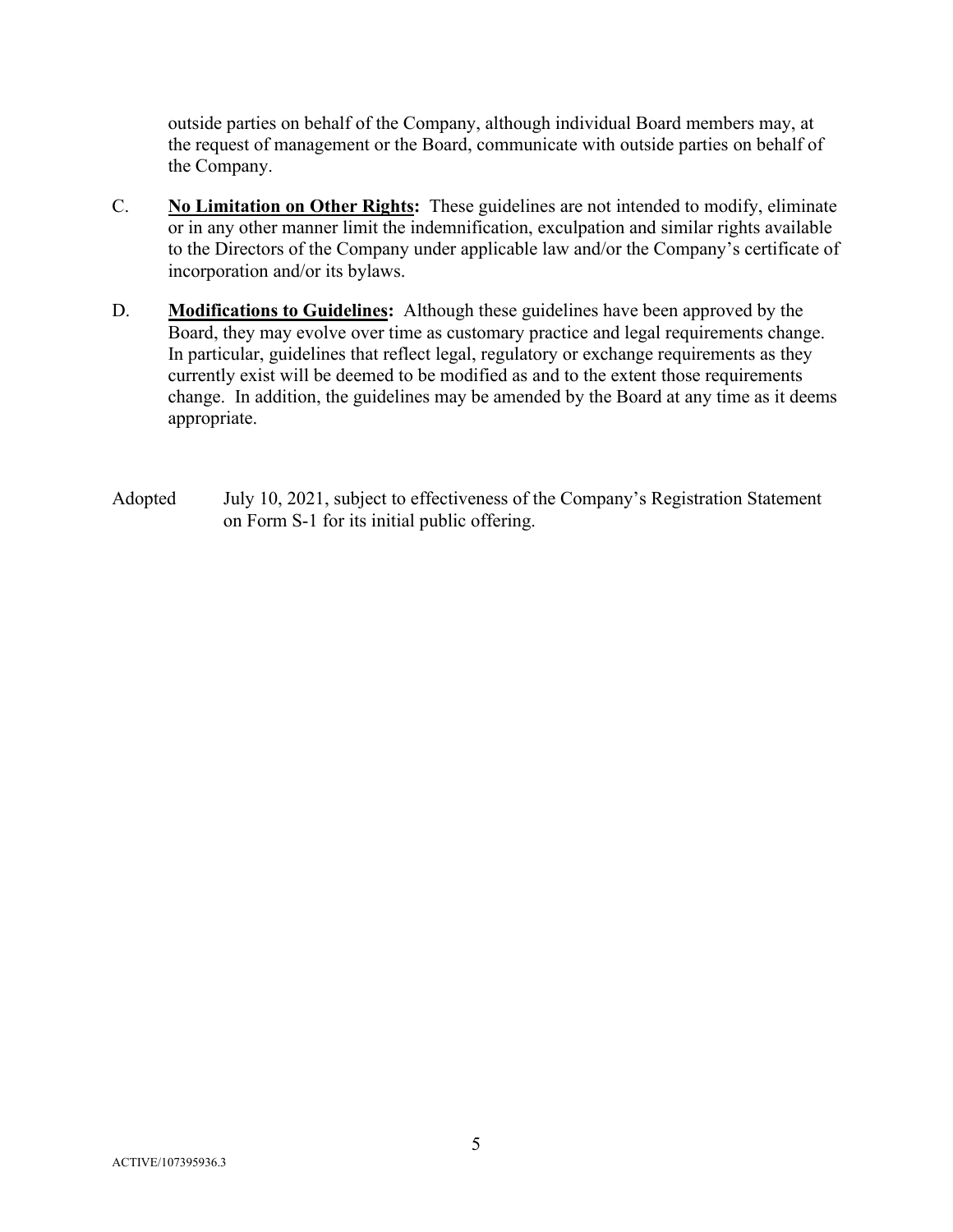outside parties on behalf of the Company, although individual Board members may, at the request of management or the Board, communicate with outside parties on behalf of the Company.

C. **No Limitation on Other Rights:** These guidelines are not intended to modify, eliminate or in any other manner limit the indemnification, exculpation and similar rights available to the Directors of the Company under applicable law and/or the Company's certificate of incorporation and/or its bylaws.

D. **Modifications to Guidelines:** Although these guidelines have been approved by the Board, they may evolve over time as customary practice and legal requirements change. In particular, guidelines that reflect legal, regulatory or exchange requirements as they currently exist will be deemed to be modified as and to the extent those requirements change. In addition, the guidelines may be amended by the Board at any time as it deems appropriate.

Adopted July 10, 2021, subject to effectiveness of the Company's Registration Statement on Form S-1 for its initial public offering.

ACTIVE/107395936.3